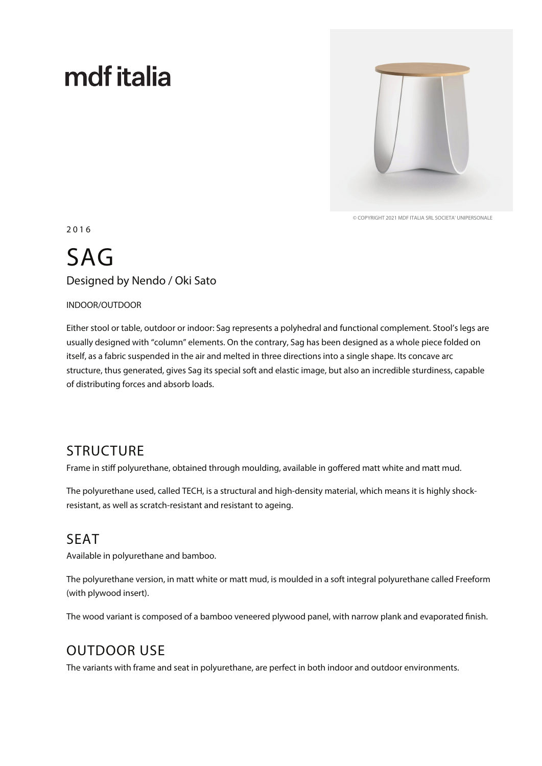# mdf italia

© COPYRIGHT 2021 MDF ITALIA SRL SOCIETA' UNIPERSONALE

2016

# SAG

Designed by Nendo / Oki Sato

INDOOR/OUTDOOR

Either stool or table, outdoor or indoor: Sag represents a polyhedral and functional complement. Stool's legs are usually designed with "column" elements. On the contrary, Sag has been designed as a whole piece folded on itself, as a fabric suspended in the air and melted in three directions into a single shape. Its concave arc structure, thus generated, gives Sag its special soft and elastic image, but also an incredible sturdiness, capable of distributing forces and absorb loads.

## STRUCTURE

Frame in stiff polyurethane, obtained through moulding, available in goffered matt white and matt mud.

The polyurethane used, called TECH, is a structural and high-density material, which means it is highly shock-resistant, as well as scratch-resistant and resistant to ageing.

## SEAT

Available in polyurethane and bamboo.

The polyurethane version, in matt white or matt mud, is moulded in a soft integral polyurethane called Freeform (with plywood insert).

The wood variant is composed of a bamboo veneered plywood panel, with narrow plank and evaporated finish.

## OUTDOOR USE

The variants with frame and seat in polyurethane, are perfect in both indoor and outdoor environments.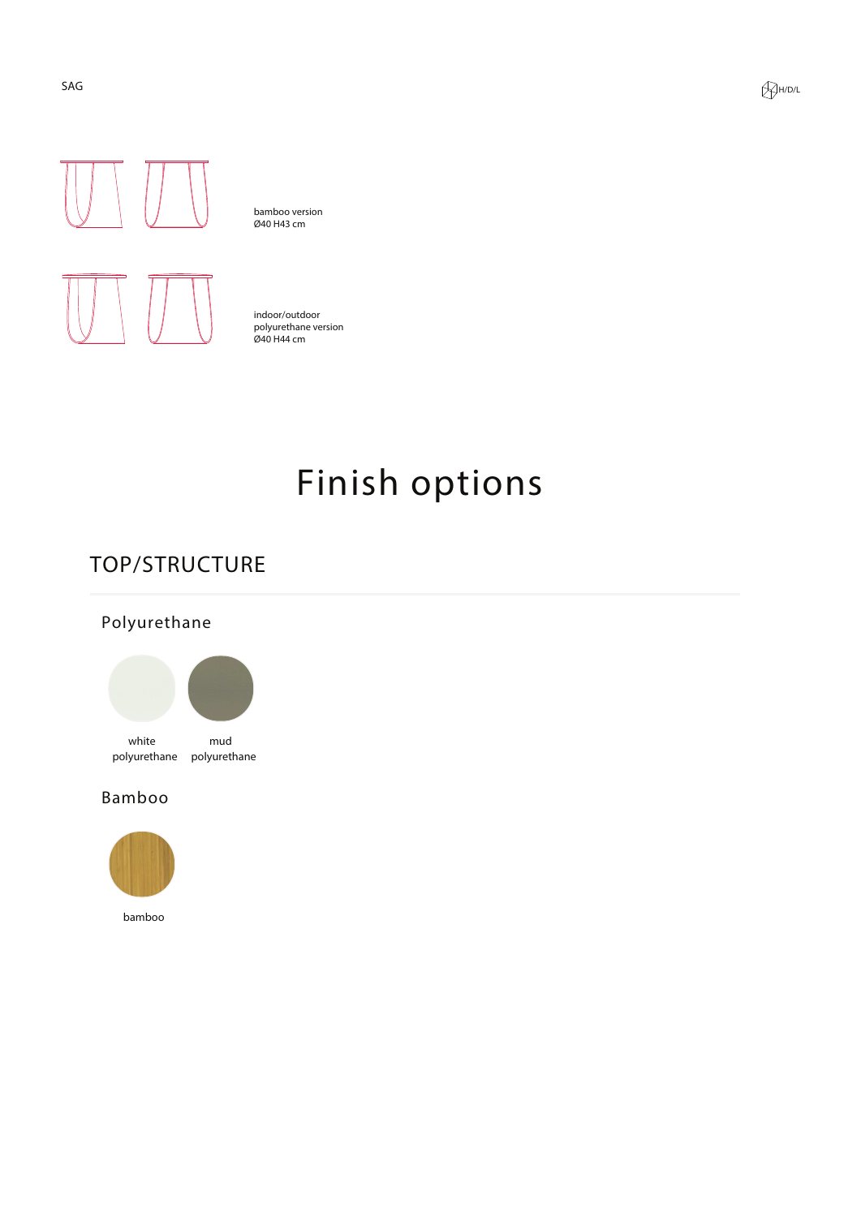bamboo version
Ø40 H43 cm

indoor/outdoor
polyurethane version
Ø40 H44 cm

# Finish options

## TOP/STRUCTURE

### Polyurethane

white polyurethane

mud polyurethane

### Bamboo

bamboo